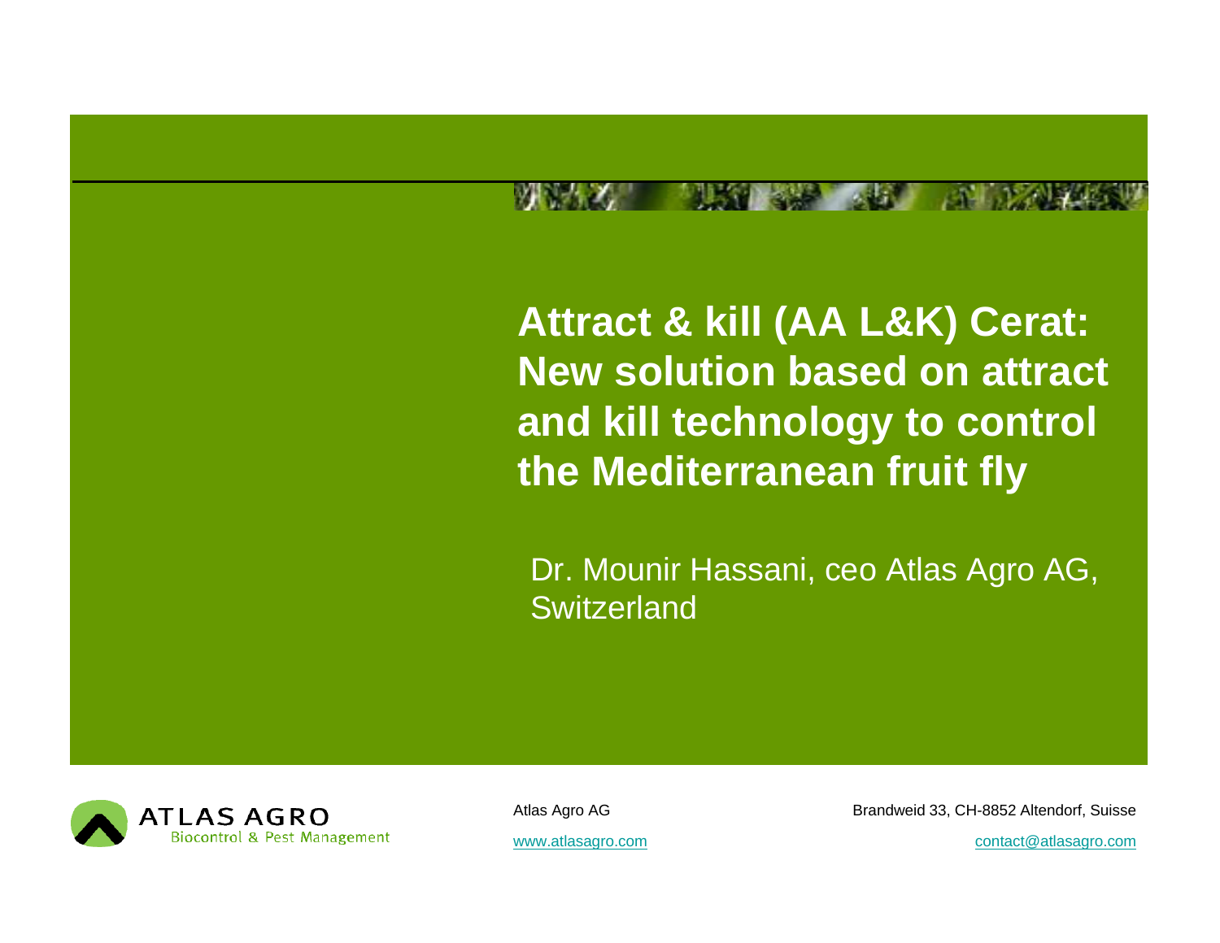# Attract & kill (AA L&K) Cerat: New solution based on attract and kill technology to control the Mediterranean fruit fly

Dr. Mounir Hassani, ceo Atlas Agro AG, Switzerland

ATLAS AGRO
Biocontrol & Pest Management

Atlas Agro AG

www.atlasagro.com

Brandweid 33, CH-8852 Altendorf, Suisse

contact@atlasagro.com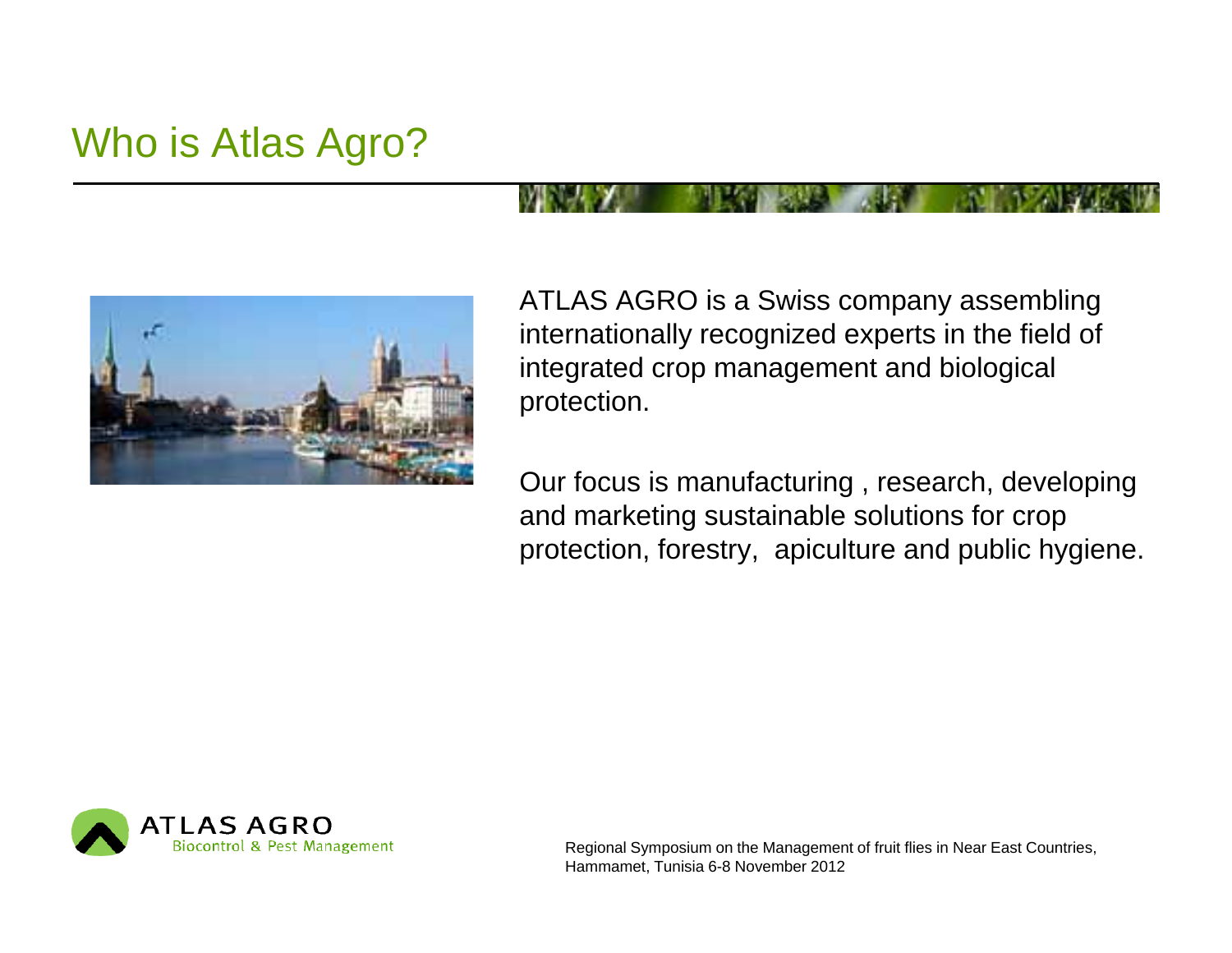# Who is Atlas Agro?

ATLAS AGRO is a Swiss company assembling internationally recognized experts in the field of integrated crop management and biological protection.

Our focus is manufacturing , research, developing and marketing sustainable solutions for crop protection, forestry, apiculture and public hygiene.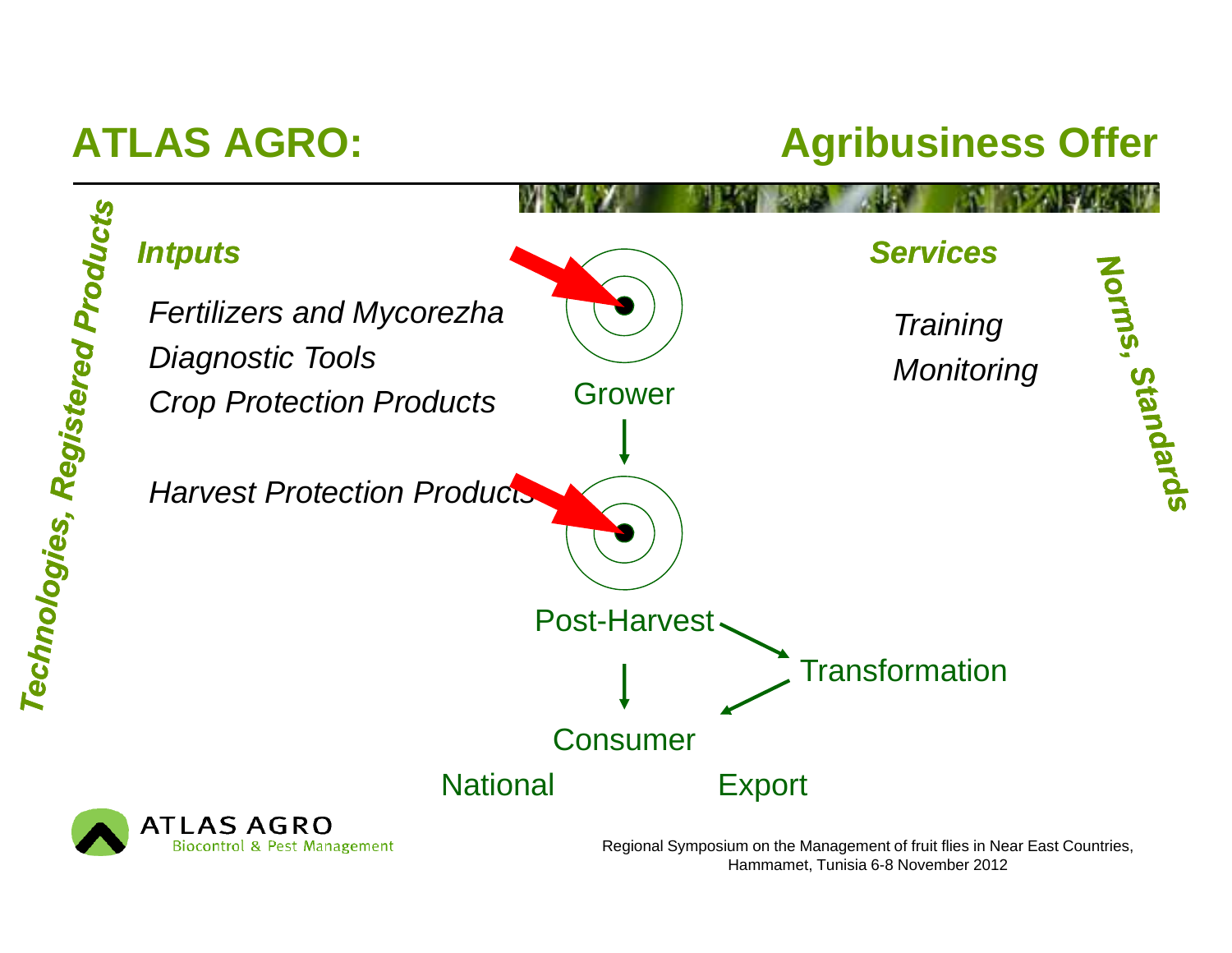# ATLAS AGRO: Agribusiness Offer

*Technologies, Registered Products*

***Intputs***

*Fertilizers and Mycorezha*
*Diagnostic Tools*
*Crop Protection Products*

*Harvest Protection Products*

Grower

Post-Harvest

Transformation

Consumer

National

Export

***Services***

*Training*
*Monitoring*

*Norms, Standards*

ATLAS AGRO
Biocontrol & Pest Management

Regional Symposium on the Management of fruit flies in Near East Countries, Hammamet, Tunisia 6-8 November 2012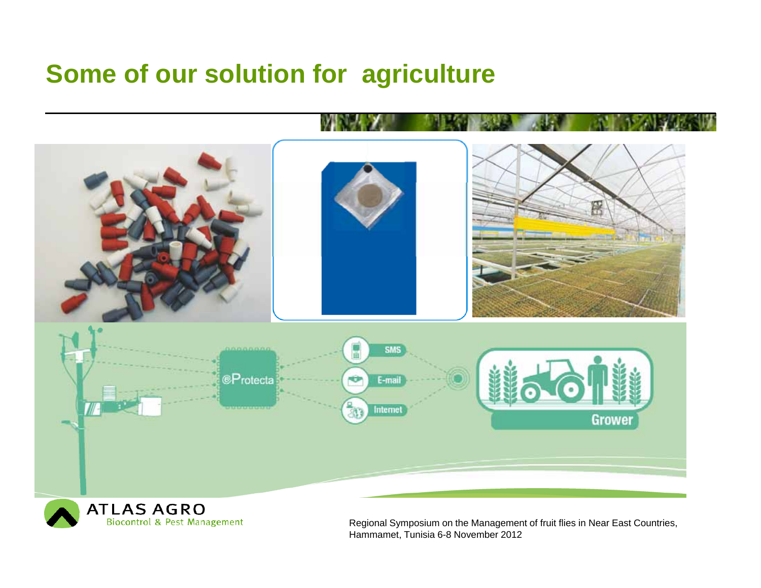# Some of our solution for agriculture

@Protecta

SMS

E-mail

Internet

Grower

ATLAS AGRO

Biocontrol & Pest Management

Regional Symposium on the Management of fruit flies in Near East Countries, Hammamet, Tunisia 6-8 November 2012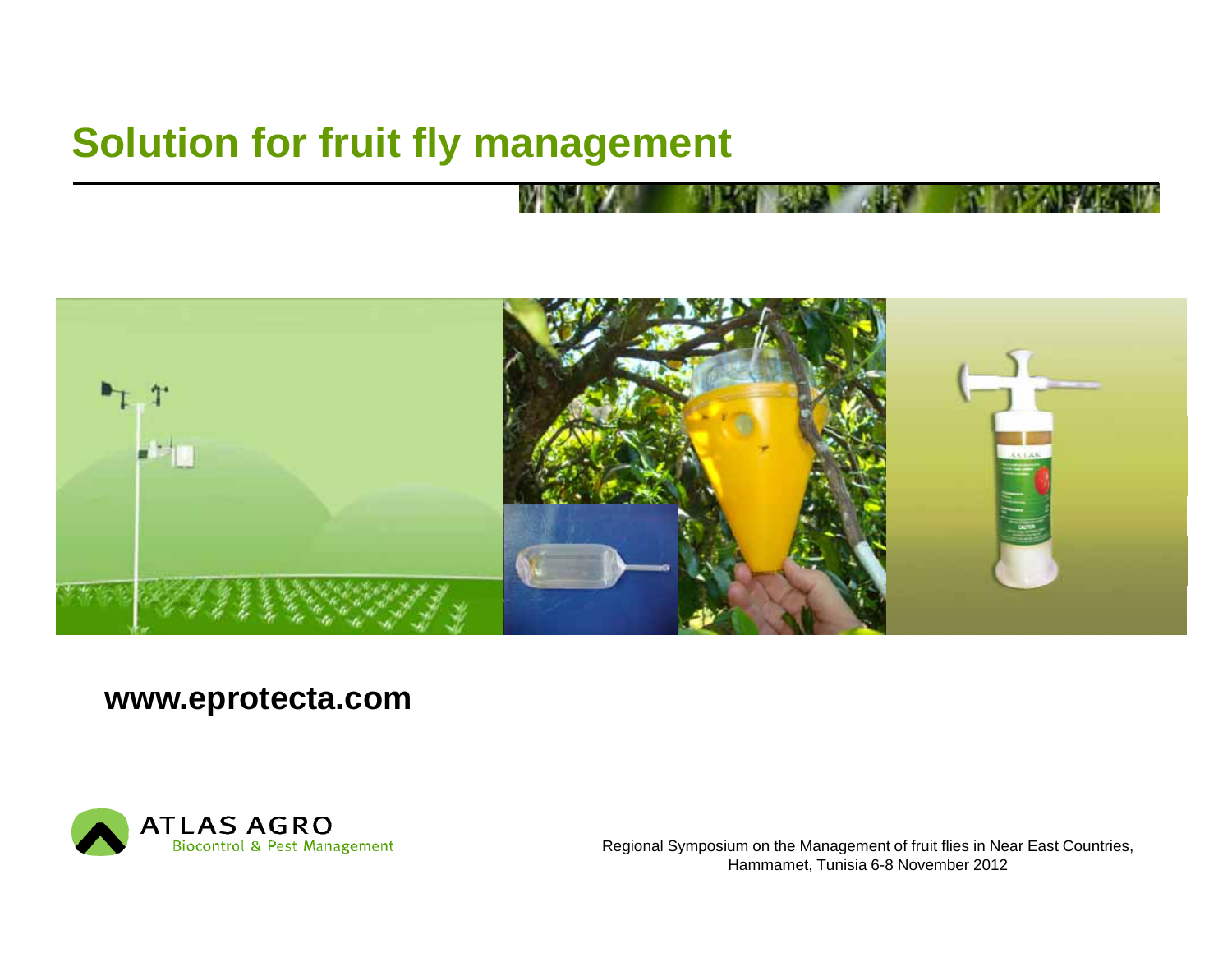# Solution for fruit fly management

**www.eprotecta.com**

ATLAS AGRO
Biocontrol & Pest Management

Regional Symposium on the Management of fruit flies in Near East Countries, Hammamet, Tunisia 6-8 November 2012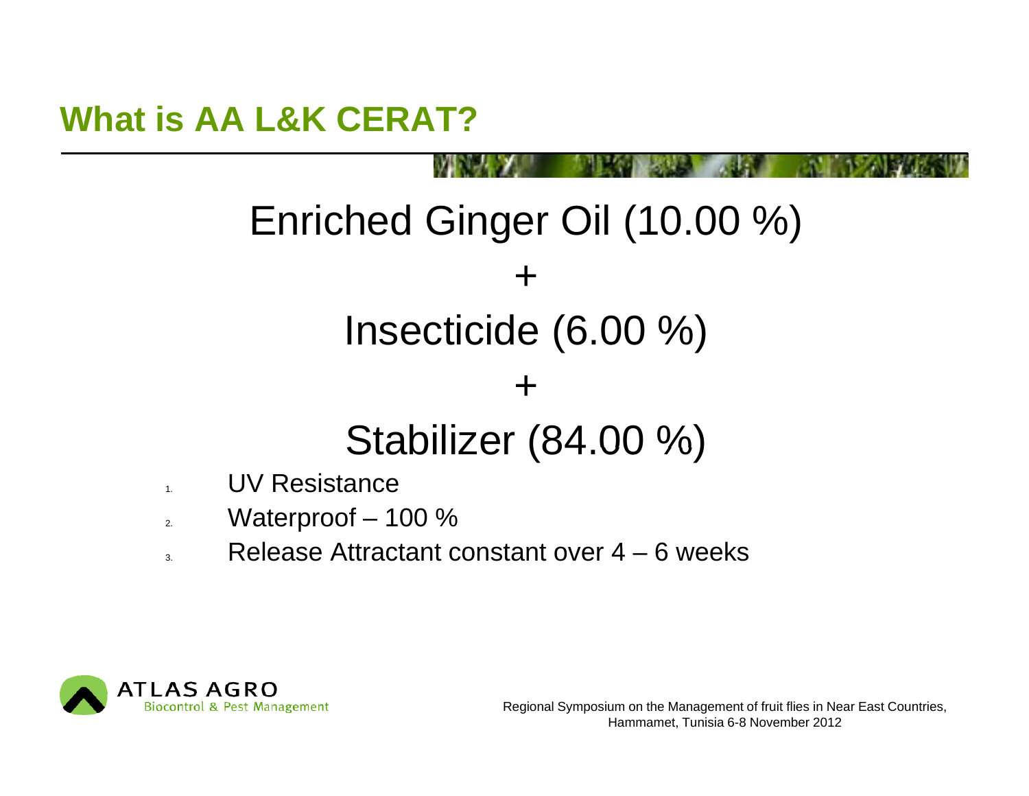## What is AA L&K CERAT?

Enriched Ginger Oil (10.00 %)

+

Insecticide (6.00 %)

+

Stabilizer (84.00 %)

1. UV Resistance
2. Waterproof – 100 %
3. Release Attractant constant over 4 – 6 weeks

ATLAS AGRO
Biocontrol & Pest Management

Regional Symposium on the Management of fruit flies in Near East Countries, Hammamet, Tunisia 6-8 November 2012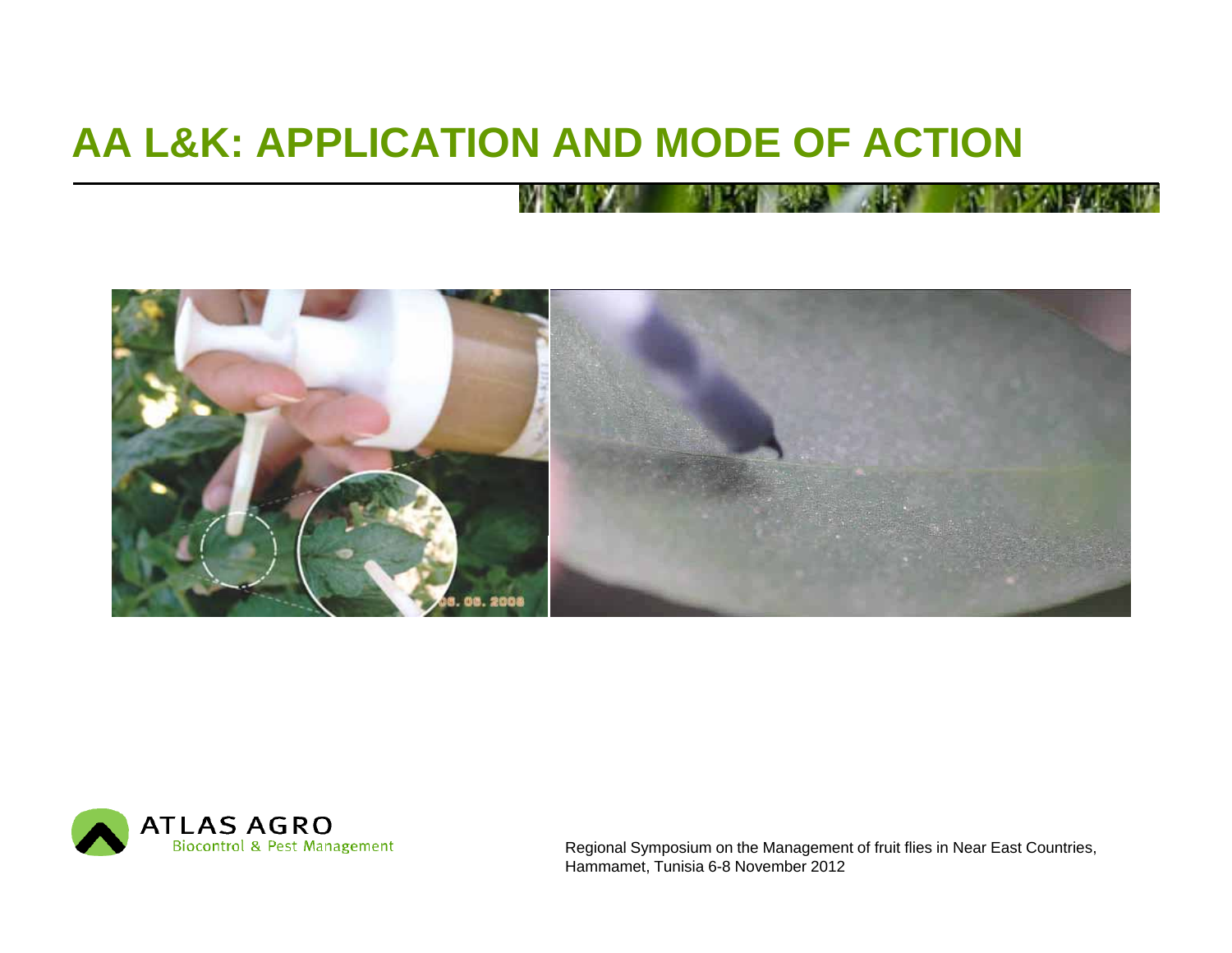# AA L&K: APPLICATION AND MODE OF ACTION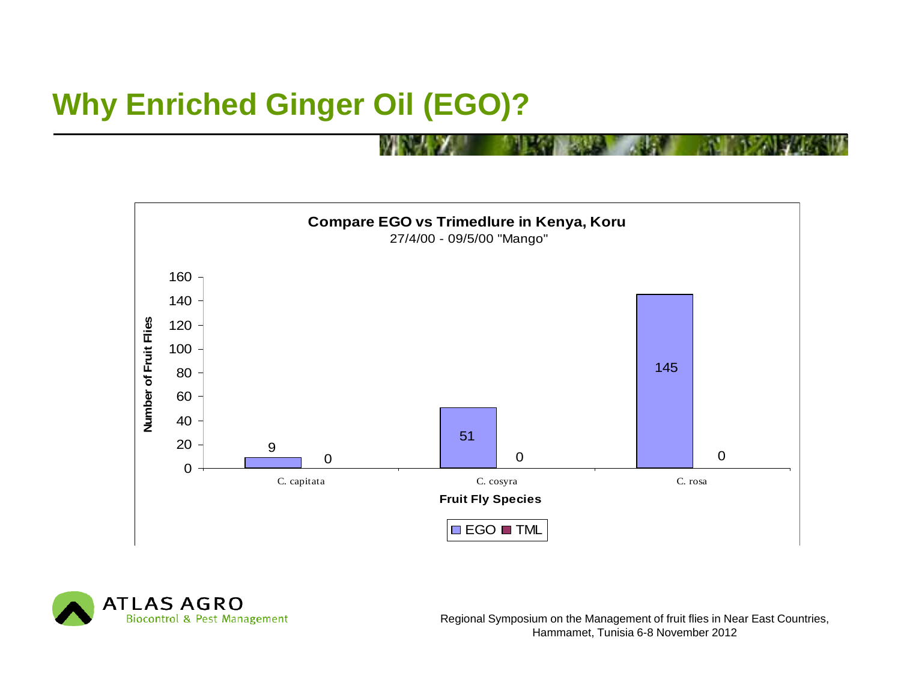# Why Enriched Ginger Oil (EGO)?

**Compare EGO vs Trimedlure in Kenya, Koru**

27/4/00 - 09/5/00 "Mango"

| Fruit Fly Species | EGO | TML |
| --- | --- | --- |
| C. capitata | 9 | 0 |
| C. cosyra | 51 | 0 |
| C. rosa | 145 | 0 |

Y-axis: Number of Fruit Flies
X-axis: Fruit Fly Species

Regional Symposium on the Management of fruit flies in Near East Countries, Hammamet, Tunisia 6-8 November 2012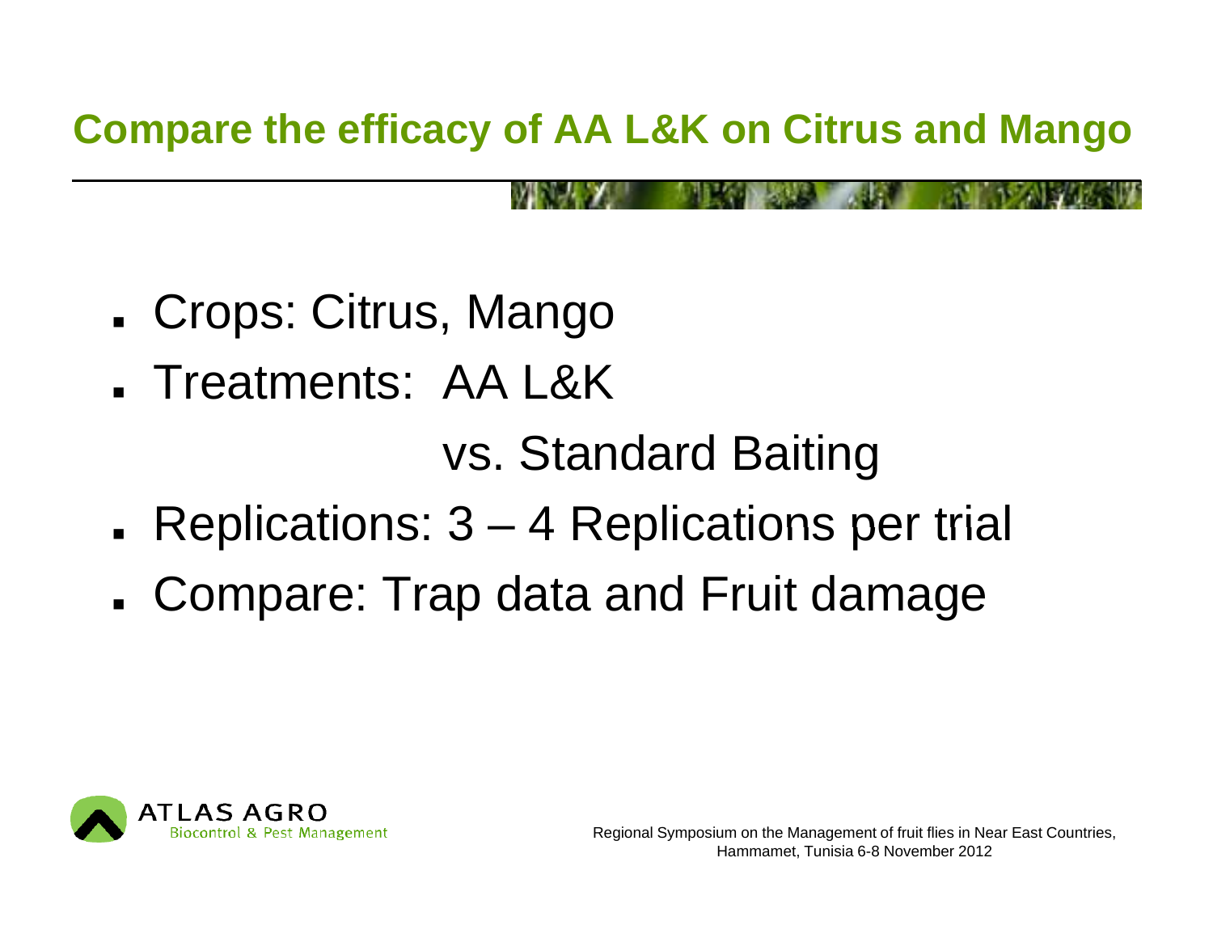## Compare the efficacy of AA L&K on Citrus and Mango

- Crops: Citrus, Mango
- Treatments: AA L&K

  vs. Standard Baiting
- Replications: 3 – 4 Replications per trial
- Compare: Trap data and Fruit damage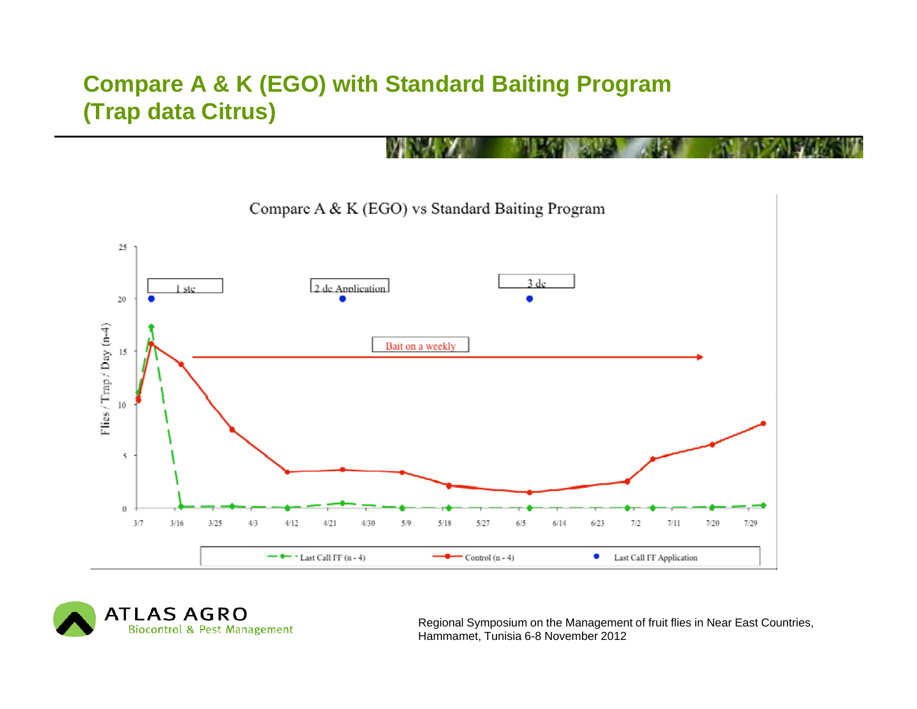# Compare A & K (EGO) with Standard Baiting Program (Trap data Citrus)

Compare A & K (EGO) vs Standard Baiting Program

Flies / Trap / Day (n-4)

1 ste

2 de Application

3 de

Bait on a weekly

3/7 3/16 3/25 4/3 4/12 4/21 4/30 5/9 5/18 5/27 6/5 6/14 6/23 7/2 7/11 7/20 7/29

Last Call FF (n - 4) — Control (n - 4) — Last Call FF Application

Regional Symposium on the Management of fruit flies in Near East Countries, Hammamet, Tunisia 6-8 November 2012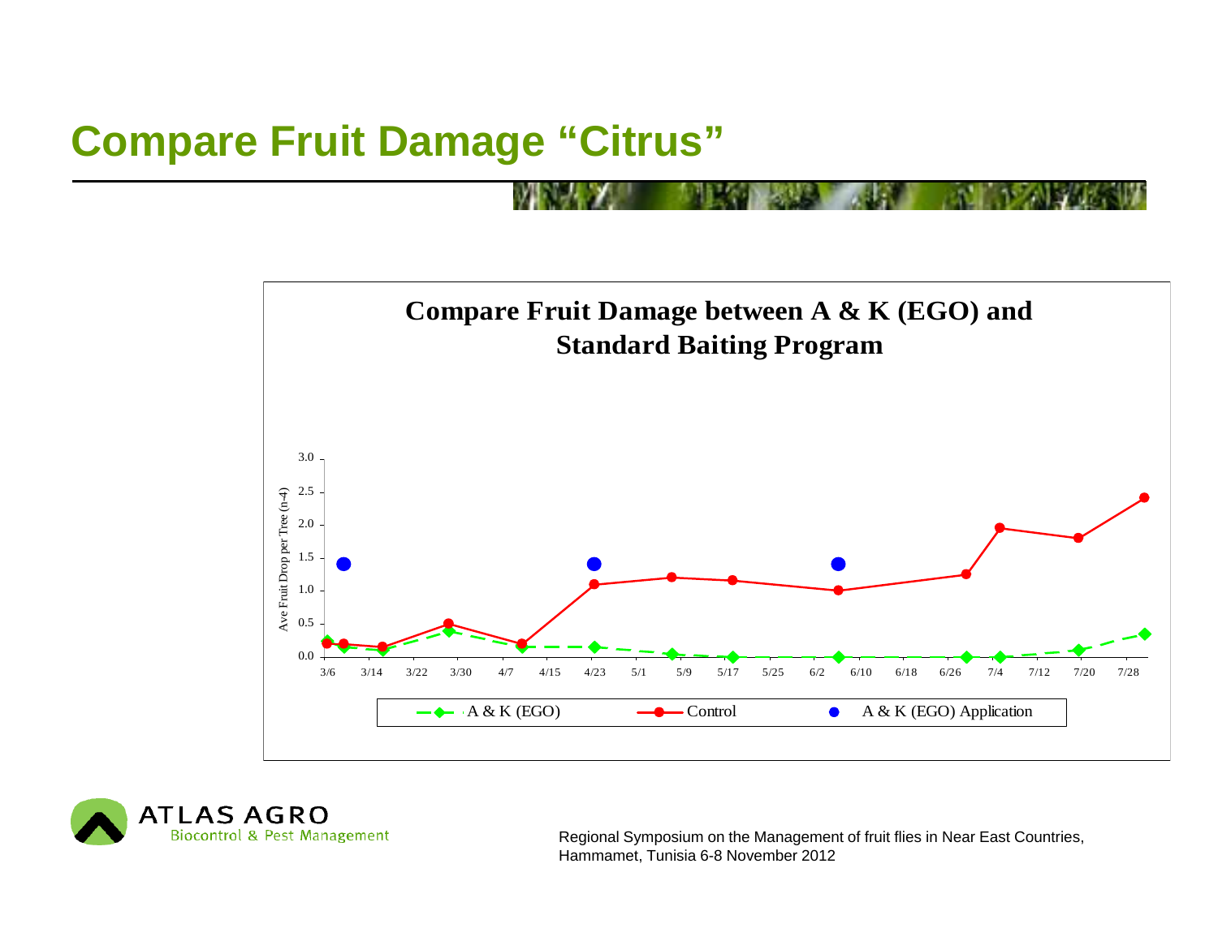# Compare Fruit Damage "Citrus"

## Compare Fruit Damage between A & K (EGO) and Standard Baiting Program

Ave Fruit Drop per Tree (n-4)

3.0
2.5
2.0
1.5
1.0
0.5
0.0

3/6 3/14 3/22 3/30 4/7 4/15 4/23 5/1 5/9 5/17 5/25 6/2 6/10 6/18 6/26 7/4 7/12 7/20 7/28

A & K (EGO) — Control — A & K (EGO) Application

ATLAS AGRO
Biocontrol & Pest Management

Regional Symposium on the Management of fruit flies in Near East Countries, Hammamet, Tunisia 6-8 November 2012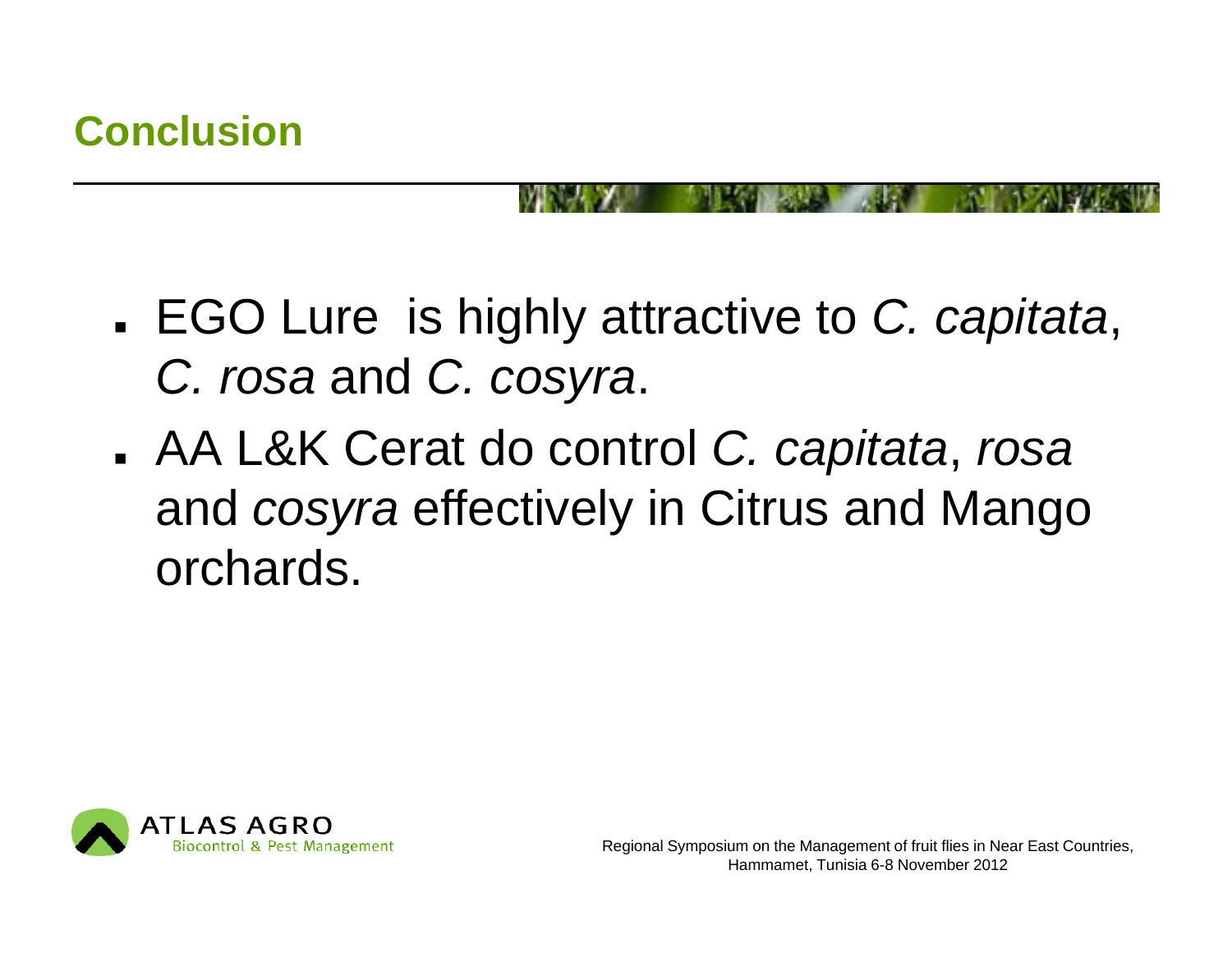## Conclusion

- EGO Lure is highly attractive to *C. capitata*, *C. rosa* and *C. cosyra*.
- AA L&K Cerat do control *C. capitata*, *rosa* and *cosyra* effectively in Citrus and Mango orchards.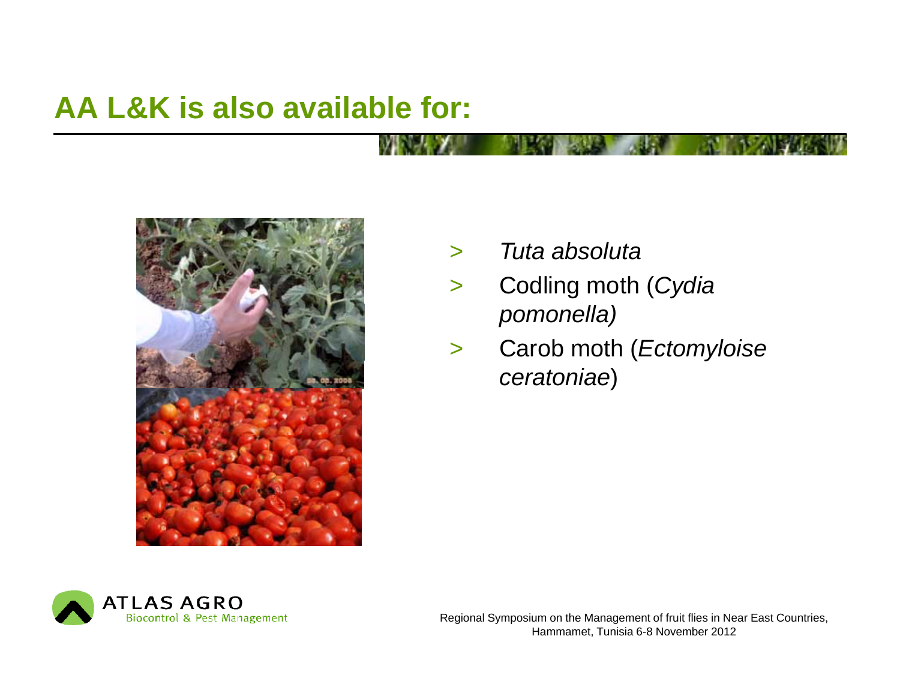# AA L&K is also available for:

- *Tuta absoluta*
- Codling moth (*Cydia pomonella)*
- Carob moth (*Ectomyloise ceratoniae*)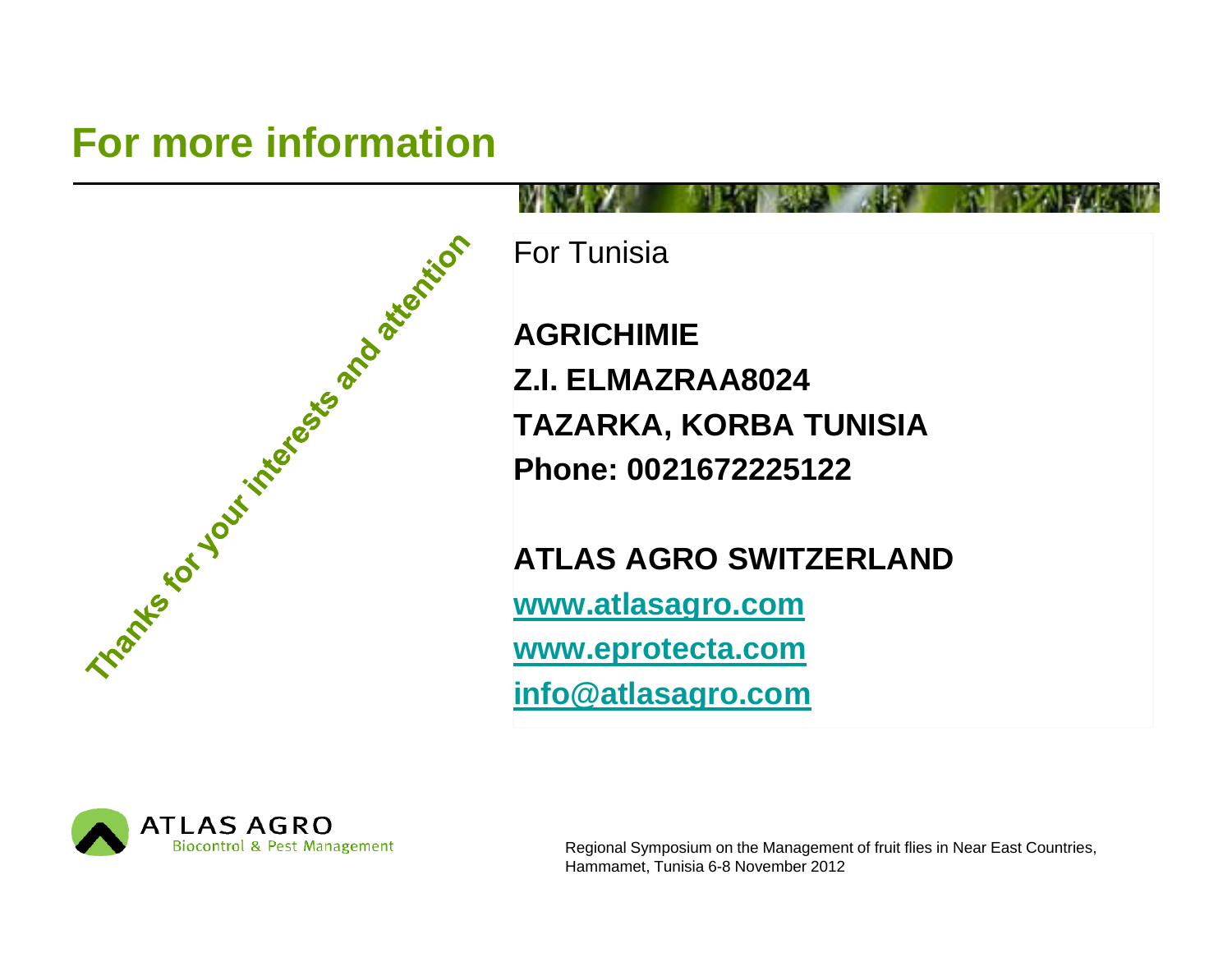# For more information

Thanks for your interests and attention

For Tunisia

**AGRICHIMIE**
**Z.I. ELMAZRAA8024**
**TAZARKA, KORBA TUNISIA**
**Phone: 0021672225122**

**ATLAS AGRO SWITZERLAND**
**www.atlasagro.com**
**www.eprotecta.com**
**info@atlasagro.com**

ATLAS AGRO
Biocontrol & Pest Management

Regional Symposium on the Management of fruit flies in Near East Countries, Hammamet, Tunisia 6-8 November 2012